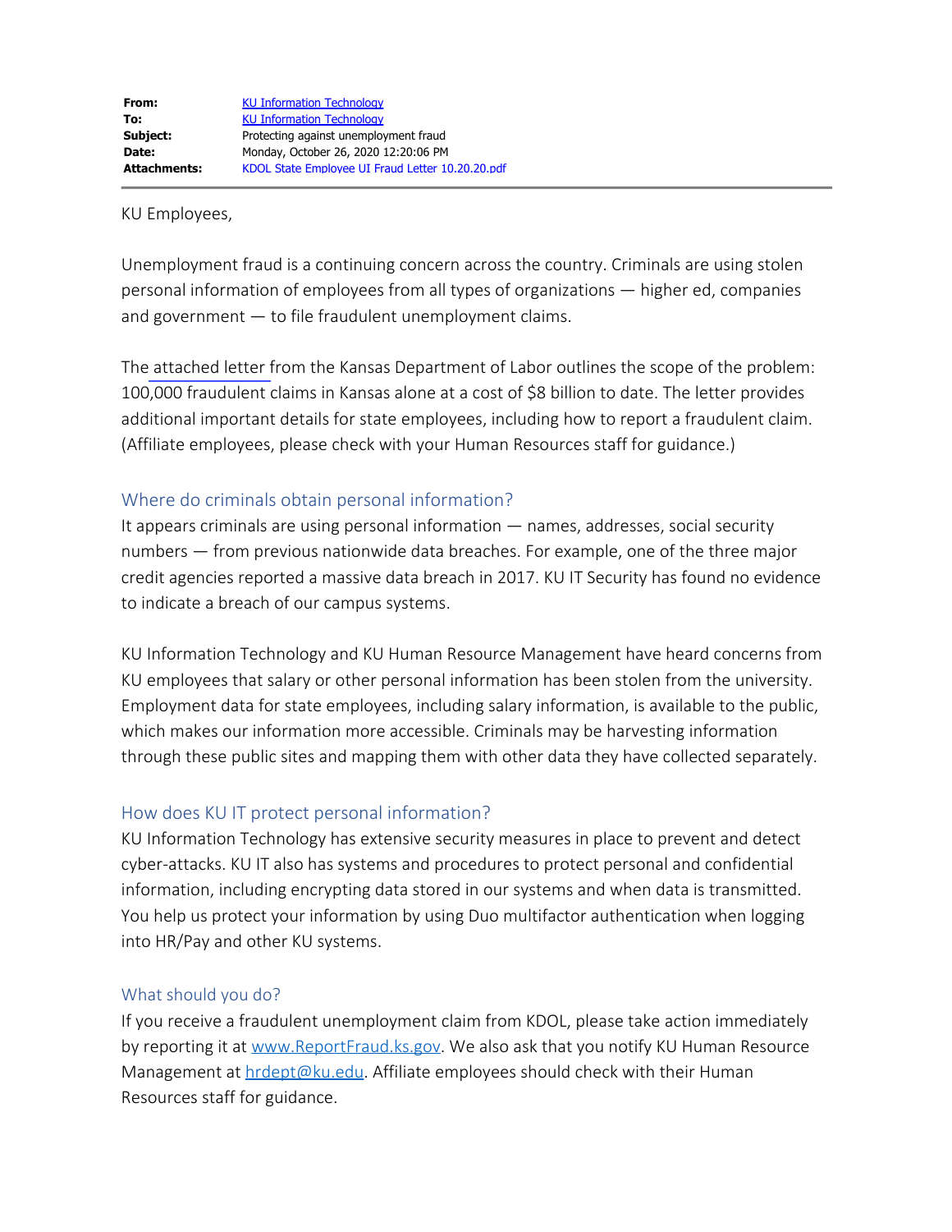| | |
|---|---|
| **From:** | KU Information Technology |
| **To:** | KU Information Technology |
| **Subject:** | Protecting against unemployment fraud |
| **Date:** | Monday, October 26, 2020 12:20:06 PM |
| **Attachments:** | KDOL State Employee UI Fraud Letter 10.20.20.pdf |

KU Employees,

Unemployment fraud is a continuing concern across the country. Criminals are using stolen personal information of employees from all types of organizations — higher ed, companies and government — to file fraudulent unemployment claims.

The attached letter from the Kansas Department of Labor outlines the scope of the problem: 100,000 fraudulent claims in Kansas alone at a cost of $8 billion to date. The letter provides additional important details for state employees, including how to report a fraudulent claim. (Affiliate employees, please check with your Human Resources staff for guidance.)

## Where do criminals obtain personal information?

It appears criminals are using personal information — names, addresses, social security numbers — from previous nationwide data breaches. For example, one of the three major credit agencies reported a massive data breach in 2017. KU IT Security has found no evidence to indicate a breach of our campus systems.

KU Information Technology and KU Human Resource Management have heard concerns from KU employees that salary or other personal information has been stolen from the university. Employment data for state employees, including salary information, is available to the public, which makes our information more accessible. Criminals may be harvesting information through these public sites and mapping them with other data they have collected separately.

## How does KU IT protect personal information?

KU Information Technology has extensive security measures in place to prevent and detect cyber-attacks. KU IT also has systems and procedures to protect personal and confidential information, including encrypting data stored in our systems and when data is transmitted. You help us protect your information by using Duo multifactor authentication when logging into HR/Pay and other KU systems.

## What should you do?

If you receive a fraudulent unemployment claim from KDOL, please take action immediately by reporting it at www.ReportFraud.ks.gov. We also ask that you notify KU Human Resource Management at hrdept@ku.edu. Affiliate employees should check with their Human Resources staff for guidance.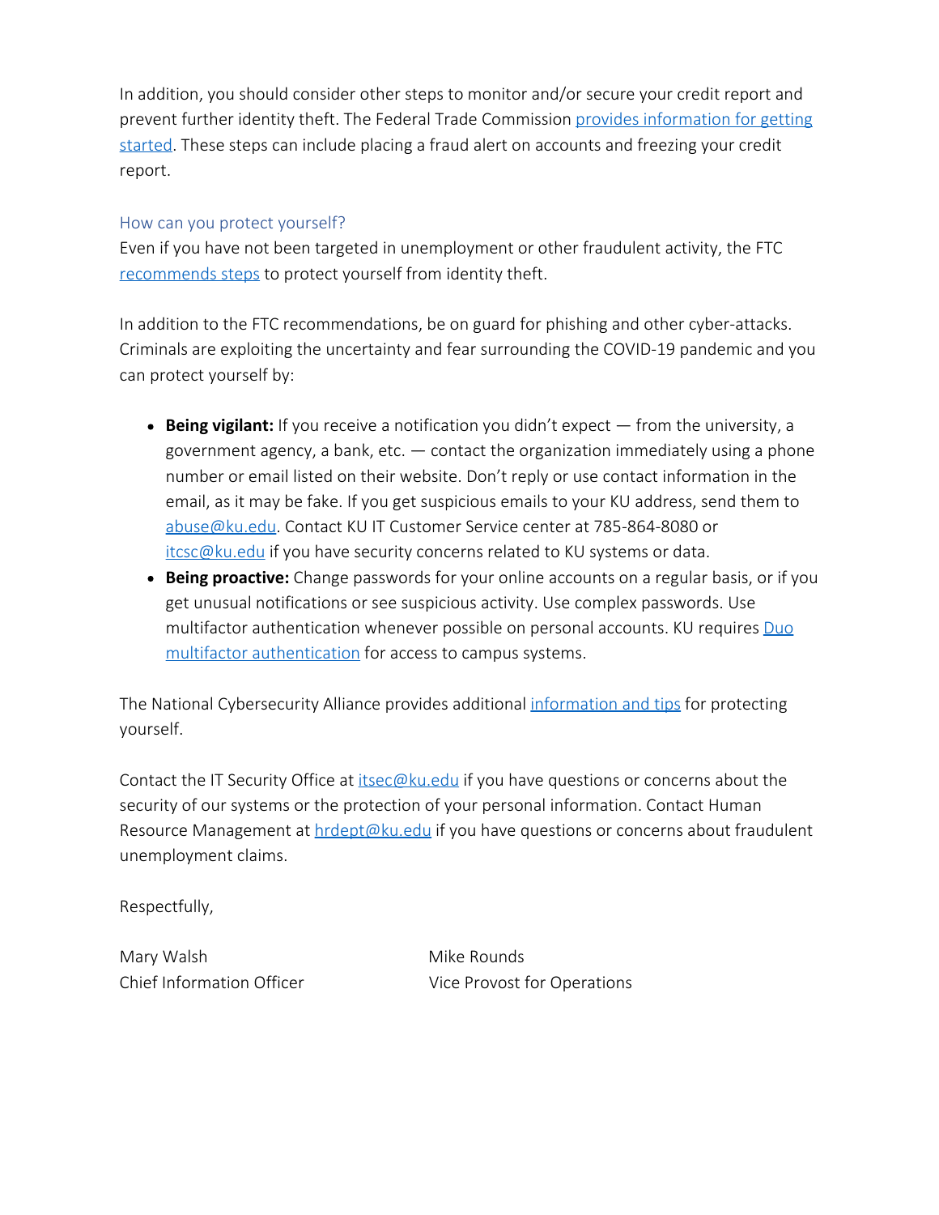In addition, you should consider other steps to monitor and/or secure your credit report and prevent further identity theft. The Federal Trade Commission provides information for getting started. These steps can include placing a fraud alert on accounts and freezing your credit report.

## How can you protect yourself?

Even if you have not been targeted in unemployment or other fraudulent activity, the FTC recommends steps to protect yourself from identity theft.

In addition to the FTC recommendations, be on guard for phishing and other cyber-attacks. Criminals are exploiting the uncertainty and fear surrounding the COVID-19 pandemic and you can protect yourself by:

- **Being vigilant:** If you receive a notification you didn't expect — from the university, a government agency, a bank, etc. — contact the organization immediately using a phone number or email listed on their website. Don't reply or use contact information in the email, as it may be fake. If you get suspicious emails to your KU address, send them to abuse@ku.edu. Contact KU IT Customer Service center at 785-864-8080 or itcsc@ku.edu if you have security concerns related to KU systems or data.
- **Being proactive:** Change passwords for your online accounts on a regular basis, or if you get unusual notifications or see suspicious activity. Use complex passwords. Use multifactor authentication whenever possible on personal accounts. KU requires Duo multifactor authentication for access to campus systems.

The National Cybersecurity Alliance provides additional information and tips for protecting yourself.

Contact the IT Security Office at itsec@ku.edu if you have questions or concerns about the security of our systems or the protection of your personal information. Contact Human Resource Management at hrdept@ku.edu if you have questions or concerns about fraudulent unemployment claims.

Respectfully,

Mary Walsh
Chief Information Officer

Mike Rounds
Vice Provost for Operations